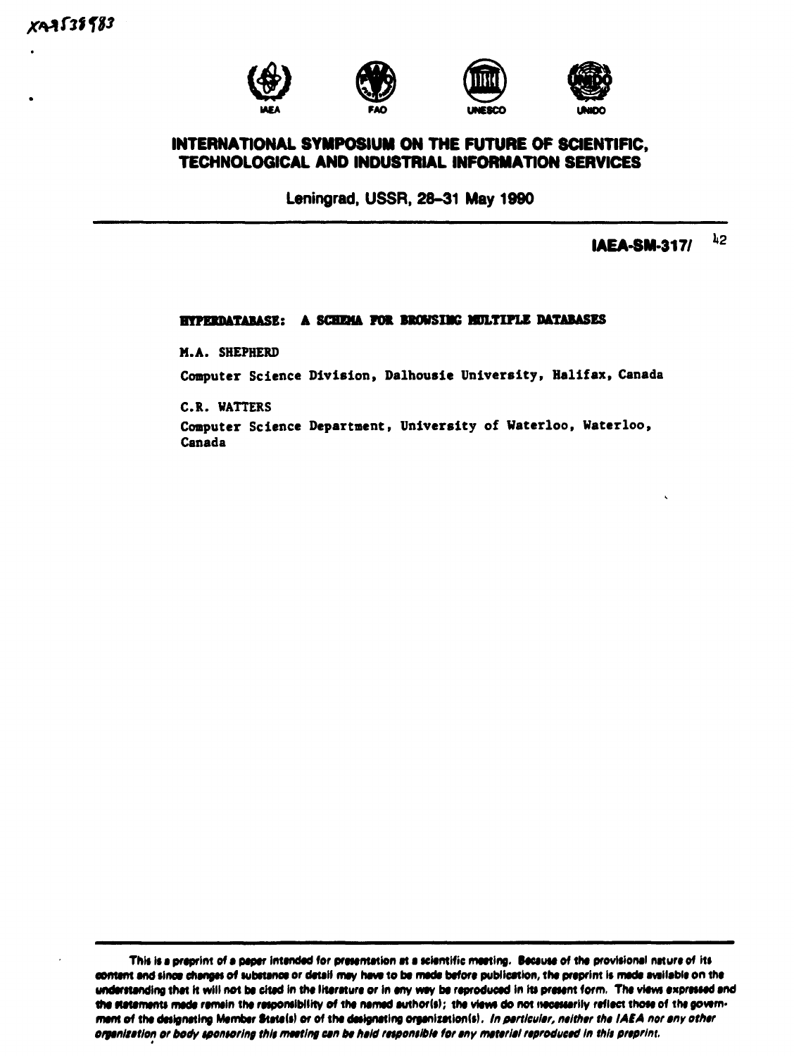XA9538983

IAEA FAO UNESCO UNIDO

# INTERNATIONAL SYMPOSIUM ON THE FUTURE OF SCIENTIFIC, TECHNOLOGICAL AND INDUSTRIAL INFORMATION SERVICES

Leningrad, USSR, 28–31 May 1990

**IAEA-SM-317/ 42**

## HYPERDATABASE: A SCHEMA FOR BROWSING MULTIPLE DATABASES

M.A. SHEPHERD

Computer Science Division, Dalhousie University, Halifax, Canada

C.R. WATTERS

Computer Science Department, University of Waterloo, Waterloo, Canada

This is a preprint of a paper intended for presentation at a scientific meeting. Because of the provisional nature of its content and since changes of substance or detail may have to be made before publication, the preprint is made available on the understanding that it will not be cited in the literature or in any way be reproduced in its present form. The views expressed and the statements made remain the responsibility of the named author(s); the views do not necessarily reflect those of the government of the designating Member State(s) or of the designating organization(s). *In particular, neither the IAEA nor any other organization or body sponsoring this meeting can be held responsible for any material reproduced in this preprint.*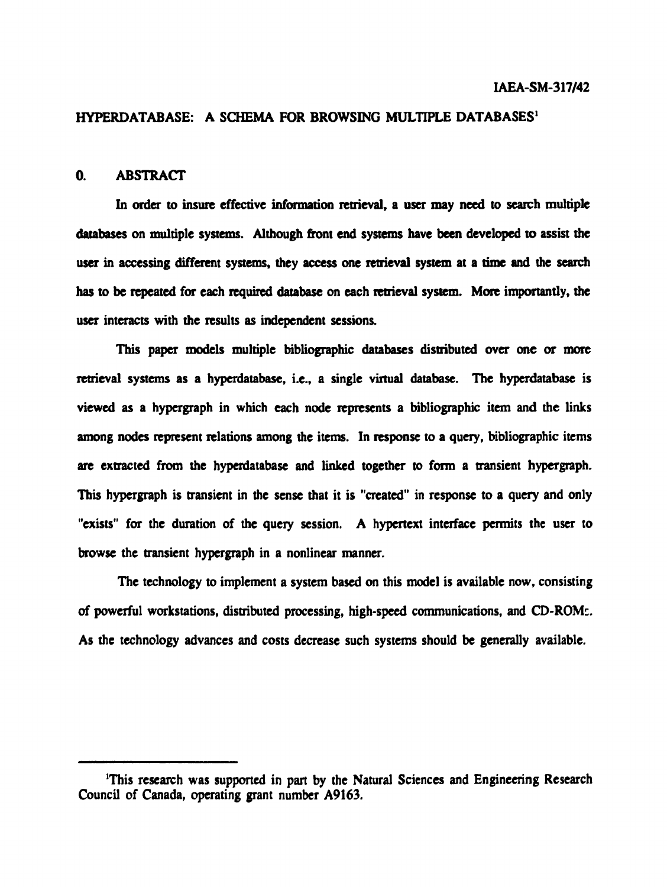IAEA-SM-317/42

# HYPERDATABASE: A SCHEMA FOR BROWSING MULTIPLE DATABASES[1]

## 0. ABSTRACT

In order to insure effective information retrieval, a user may need to search multiple databases on multiple systems. Although front end systems have been developed to assist the user in accessing different systems, they access one retrieval system at a time and the search has to be repeated for each required database on each retrieval system. More importantly, the user interacts with the results as independent sessions.

This paper models multiple bibliographic databases distributed over one or more retrieval systems as a hyperdatabase, i.e., a single virtual database. The hyperdatabase is viewed as a hypergraph in which each node represents a bibliographic item and the links among nodes represent relations among the items. In response to a query, bibliographic items are extracted from the hyperdatabase and linked together to form a transient hypergraph. This hypergraph is transient in the sense that it is "created" in response to a query and only "exists" for the duration of the query session. A hypertext interface permits the user to browse the transient hypergraph in a nonlinear manner.

The technology to implement a system based on this model is available now, consisting of powerful workstations, distributed processing, high-speed communications, and CD-ROMs. As the technology advances and costs decrease such systems should be generally available.

---

[1] This research was supported in part by the Natural Sciences and Engineering Research Council of Canada, operating grant number A9163.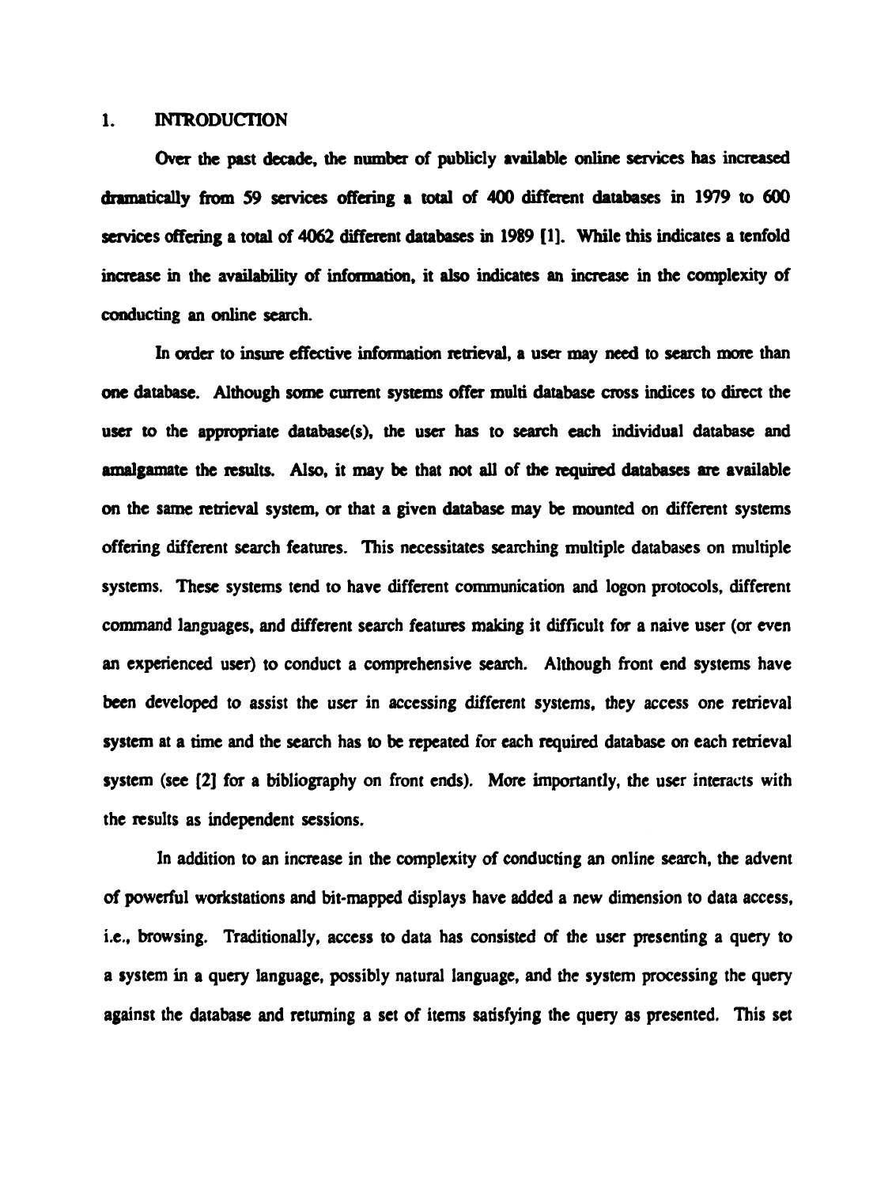## 1. INTRODUCTION

Over the past decade, the number of publicly available online services has increased dramatically from 59 services offering a total of 400 different databases in 1979 to 600 services offering a total of 4062 different databases in 1989 [1]. While this indicates a tenfold increase in the availability of information, it also indicates an increase in the complexity of conducting an online search.

In order to insure effective information retrieval, a user may need to search more than one database. Although some current systems offer multi database cross indices to direct the user to the appropriate database(s), the user has to search each individual database and amalgamate the results. Also, it may be that not all of the required databases are available on the same retrieval system, or that a given database may be mounted on different systems offering different search features. This necessitates searching multiple databases on multiple systems. These systems tend to have different communication and logon protocols, different command languages, and different search features making it difficult for a naive user (or even an experienced user) to conduct a comprehensive search. Although front end systems have been developed to assist the user in accessing different systems, they access one retrieval system at a time and the search has to be repeated for each required database on each retrieval system (see [2] for a bibliography on front ends). More importantly, the user interacts with the results as independent sessions.

In addition to an increase in the complexity of conducting an online search, the advent of powerful workstations and bit-mapped displays have added a new dimension to data access, i.e., browsing. Traditionally, access to data has consisted of the user presenting a query to a system in a query language, possibly natural language, and the system processing the query against the database and returning a set of items satisfying the query as presented. This set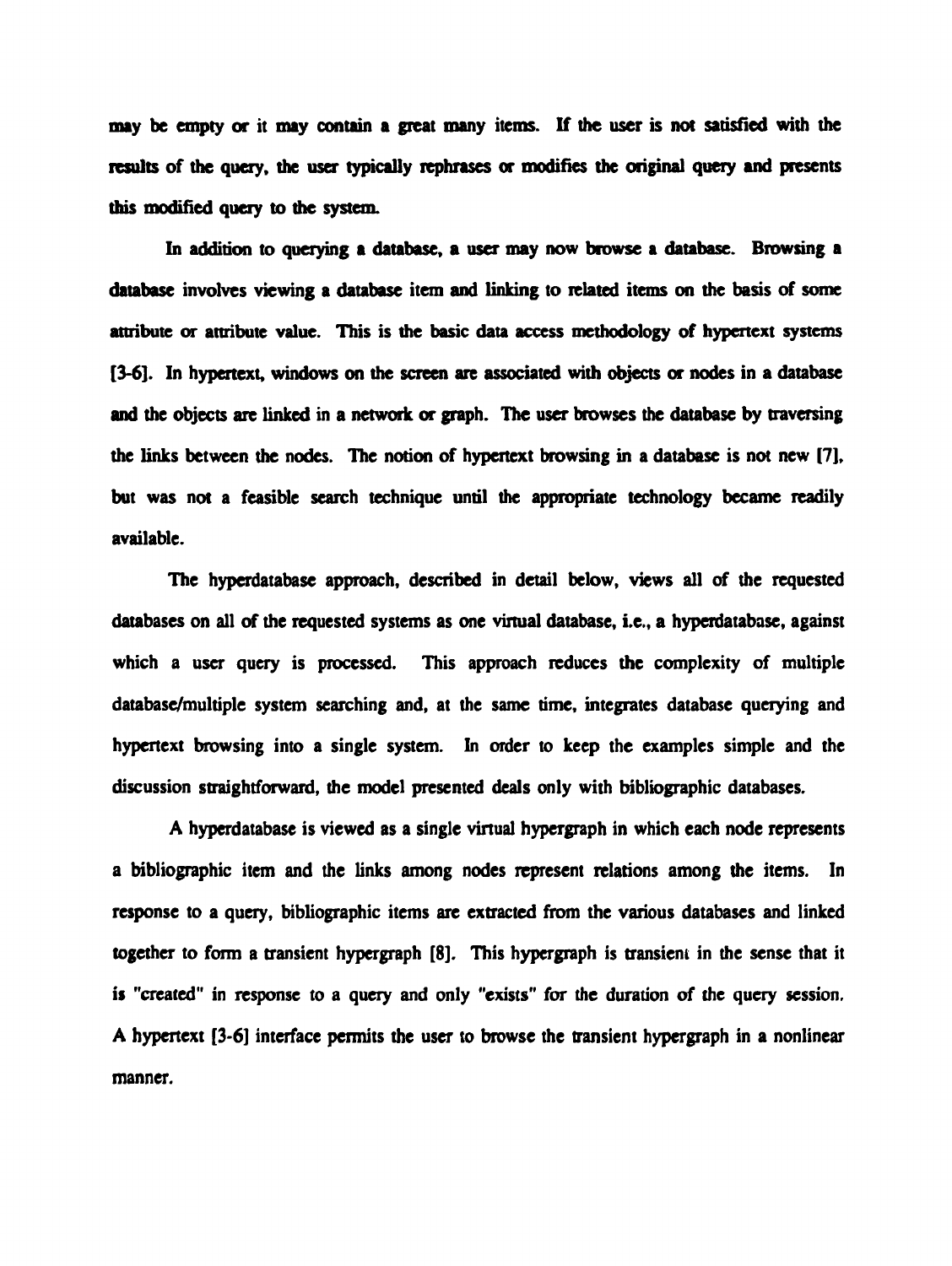may be empty or it may contain a great many items. If the user is not satisfied with the results of the query, the user typically rephrases or modifies the original query and presents this modified query to the system.

In addition to querying a database, a user may now browse a database. Browsing a database involves viewing a database item and linking to related items on the basis of some attribute or attribute value. This is the basic data access methodology of hypertext systems [3-6]. In hypertext, windows on the screen are associated with objects or nodes in a database and the objects are linked in a network or graph. The user browses the database by traversing the links between the nodes. The notion of hypertext browsing in a database is not new [7], but was not a feasible search technique until the appropriate technology became readily available.

The hyperdatabase approach, described in detail below, views all of the requested databases on all of the requested systems as one virtual database, i.e., a hyperdatabase, against which a user query is processed. This approach reduces the complexity of multiple database/multiple system searching and, at the same time, integrates database querying and hypertext browsing into a single system. In order to keep the examples simple and the discussion straightforward, the model presented deals only with bibliographic databases.

A hyperdatabase is viewed as a single virtual hypergraph in which each node represents a bibliographic item and the links among nodes represent relations among the items. In response to a query, bibliographic items are extracted from the various databases and linked together to form a transient hypergraph [8]. This hypergraph is transient in the sense that it is "created" in response to a query and only "exists" for the duration of the query session. A hypertext [3-6] interface permits the user to browse the transient hypergraph in a nonlinear manner.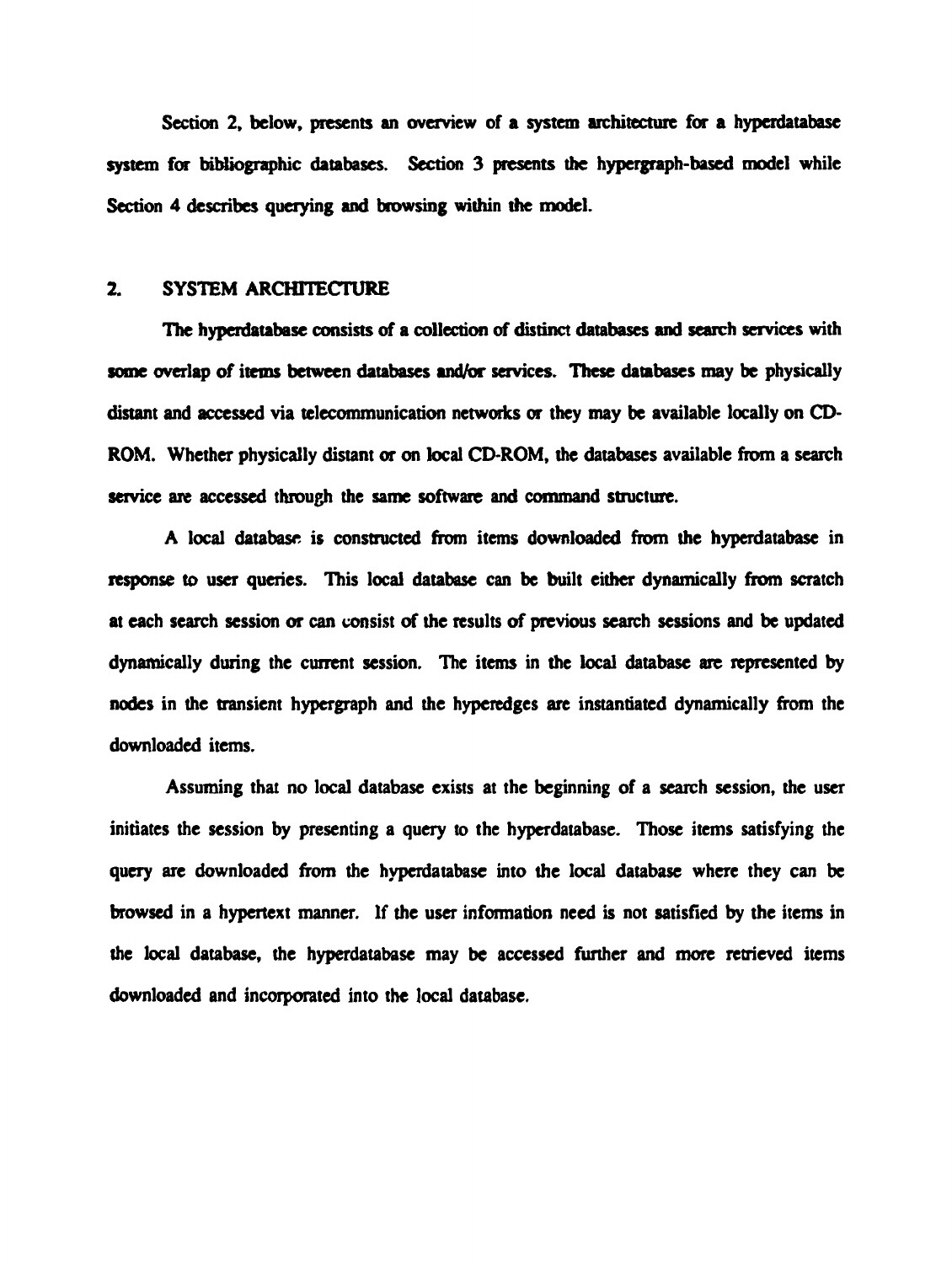Section 2, below, presents an overview of a system architecture for a hyperdatabase system for bibliographic databases. Section 3 presents the hypergraph-based model while Section 4 describes querying and browsing within the model.

## 2. SYSTEM ARCHITECTURE

The hyperdatabase consists of a collection of distinct databases and search services with some overlap of items between databases and/or services. These databases may be physically distant and accessed via telecommunication networks or they may be available locally on CD-ROM. Whether physically distant or on local CD-ROM, the databases available from a search service are accessed through the same software and command structure.

A local database is constructed from items downloaded from the hyperdatabase in response to user queries. This local database can be built either dynamically from scratch at each search session or can consist of the results of previous search sessions and be updated dynamically during the current session. The items in the local database are represented by nodes in the transient hypergraph and the hyperedges are instantiated dynamically from the downloaded items.

Assuming that no local database exists at the beginning of a search session, the user initiates the session by presenting a query to the hyperdatabase. Those items satisfying the query are downloaded from the hyperdatabase into the local database where they can be browsed in a hypertext manner. If the user information need is not satisfied by the items in the local database, the hyperdatabase may be accessed further and more retrieved items downloaded and incorporated into the local database.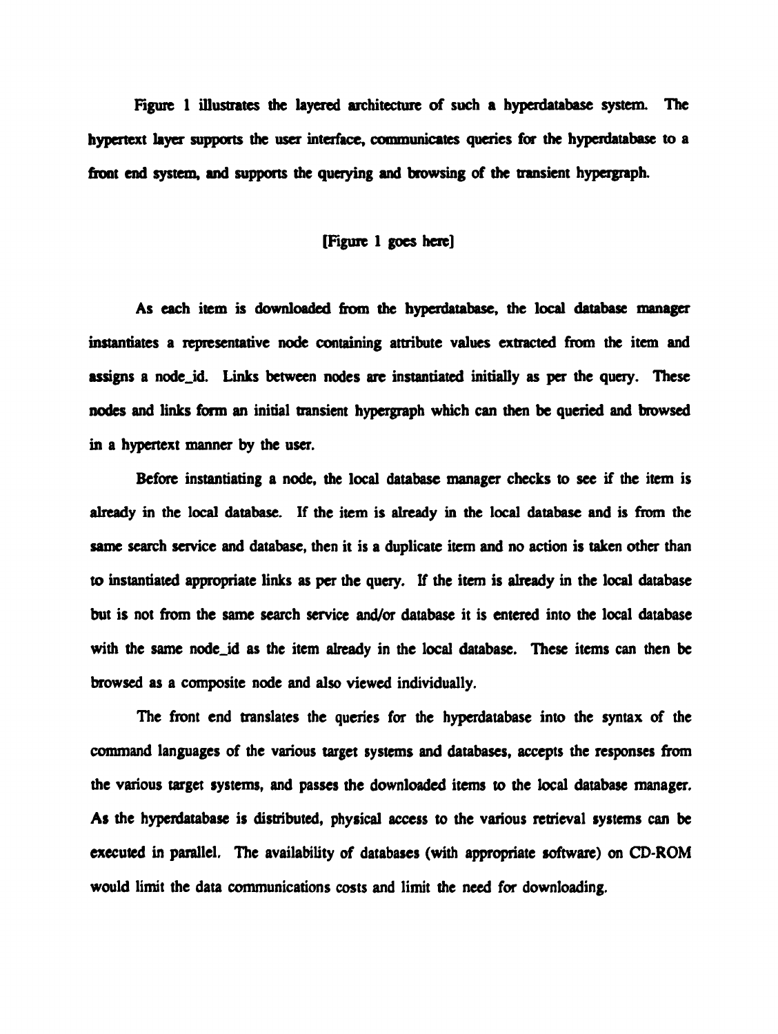Figure 1 illustrates the layered architecture of such a hyperdatabase system. The hypertext layer supports the user interface, communicates queries for the hyperdatabase to a front end system, and supports the querying and browsing of the transient hypergraph.

[Figure 1 goes here]

As each item is downloaded from the hyperdatabase, the local database manager instantiates a representative node containing attribute values extracted from the item and assigns a node_id. Links between nodes are instantiated initially as per the query. These nodes and links form an initial transient hypergraph which can then be queried and browsed in a hypertext manner by the user.

Before instantiating a node, the local database manager checks to see if the item is already in the local database. If the item is already in the local database and is from the same search service and database, then it is a duplicate item and no action is taken other than to instantiated appropriate links as per the query. If the item is already in the local database but is not from the same search service and/or database it is entered into the local database with the same node_id as the item already in the local database. These items can then be browsed as a composite node and also viewed individually.

The front end translates the queries for the hyperdatabase into the syntax of the command languages of the various target systems and databases, accepts the responses from the various target systems, and passes the downloaded items to the local database manager. As the hyperdatabase is distributed, physical access to the various retrieval systems can be executed in parallel. The availability of databases (with appropriate software) on CD-ROM would limit the data communications costs and limit the need for downloading.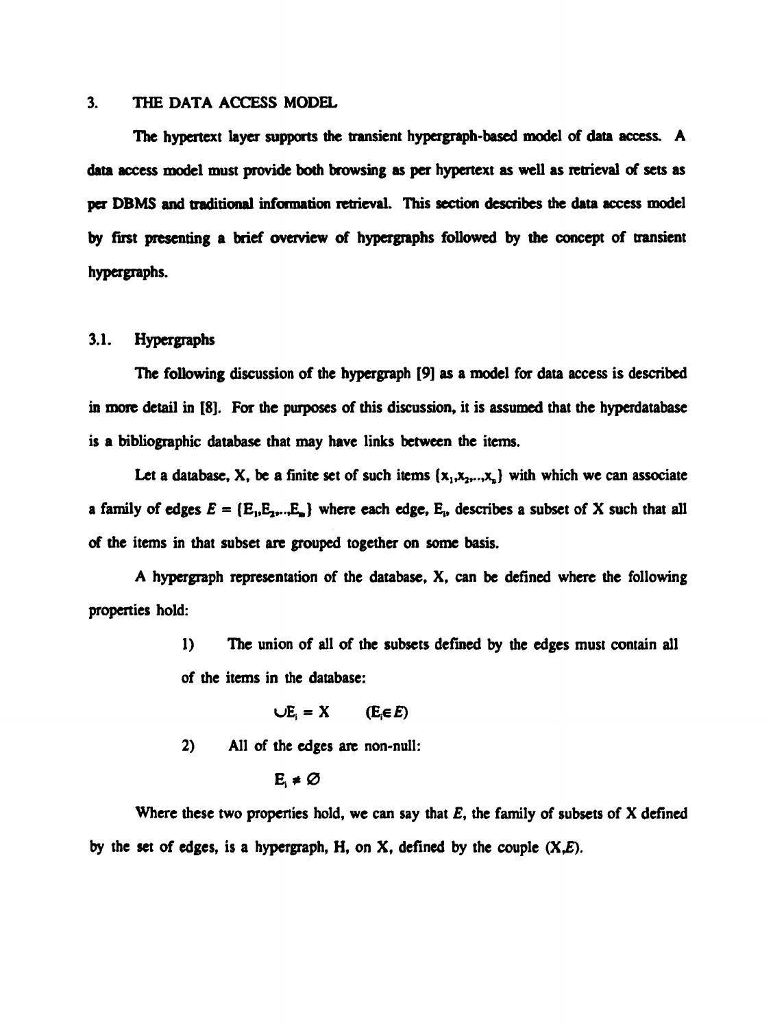## 3. THE DATA ACCESS MODEL

The hypertext layer supports the transient hypergraph-based model of data access. A data access model must provide both browsing as per hypertext as well as retrieval of sets as per DBMS and traditional information retrieval. This section describes the data access model by first presenting a brief overview of hypergraphs followed by the concept of transient hypergraphs.

### 3.1. Hypergraphs

The following discussion of the hypergraph [9] as a model for data access is described in more detail in [8]. For the purposes of this discussion, it is assumed that the hyperdatabase is a bibliographic database that may have links between the items.

Let a database, X, be a finite set of such items $\{x_1, x_2, .., x_n\}$ with which we can associate a family of edges $E = \{E_1, E_2, .., E_m\}$ where each edge, $E_i$, describes a subset of X such that all of the items in that subset are grouped together on some basis.

A hypergraph representation of the database, X, can be defined where the following properties hold:

1) The union of all of the subsets defined by the edges must contain all of the items in the database:

$$\cup E_i = X \qquad (E_i \in E)$$

2) All of the edges are non-null:

$$E_i \neq \varnothing$$

Where these two properties hold, we can say that $E$, the family of subsets of X defined by the set of edges, is a hypergraph, H, on X, defined by the couple $(X,E)$.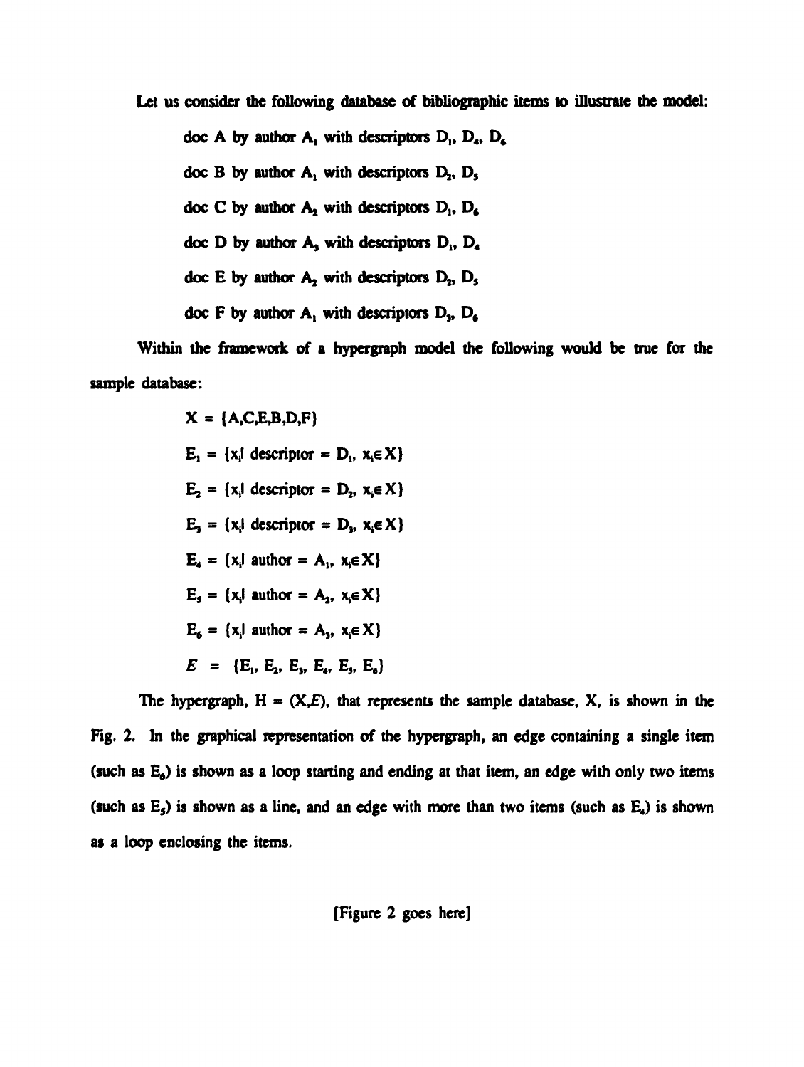Let us consider the following database of bibliographic items to illustrate the model:

doc A by author $A_1$ with descriptors $D_1$, $D_4$, $D_6$

doc B by author $A_1$ with descriptors $D_2$, $D_5$

doc C by author $A_2$ with descriptors $D_1$, $D_6$

doc D by author $A_3$ with descriptors $D_1$, $D_4$

doc E by author $A_2$ with descriptors $D_2$, $D_5$

doc F by author $A_1$ with descriptors $D_3$, $D_6$

Within the framework of a hypergraph model the following would be true for the sample database:

$$X = \{A, C, E, B, D, F\}$$

$$E_1 = \{x_i | \text{ descriptor } = D_1,\ x_i \in X\}$$

$$E_2 = \{x_i | \text{ descriptor } = D_2,\ x_i \in X\}$$

$$E_3 = \{x_i | \text{ descriptor } = D_3,\ x_i \in X\}$$

$$E_4 = \{x_i | \text{ author } = A_1,\ x_i \in X\}$$

$$E_5 = \{x_i | \text{ author } = A_2,\ x_i \in X\}$$

$$E_6 = \{x_i | \text{ author } = A_3,\ x_i \in X\}$$

$$\mathcal{E} = \{E_1, E_2, E_3, E_4, E_5, E_6\}$$

The hypergraph, $H = (X, \mathcal{E})$, that represents the sample database, X, is shown in the Fig. 2. In the graphical representation of the hypergraph, an edge containing a single item (such as $E_6$) is shown as a loop starting and ending at that item, an edge with only two items (such as $E_5$) is shown as a line, and an edge with more than two items (such as $E_4$) is shown as a loop enclosing the items.

[Figure 2 goes here]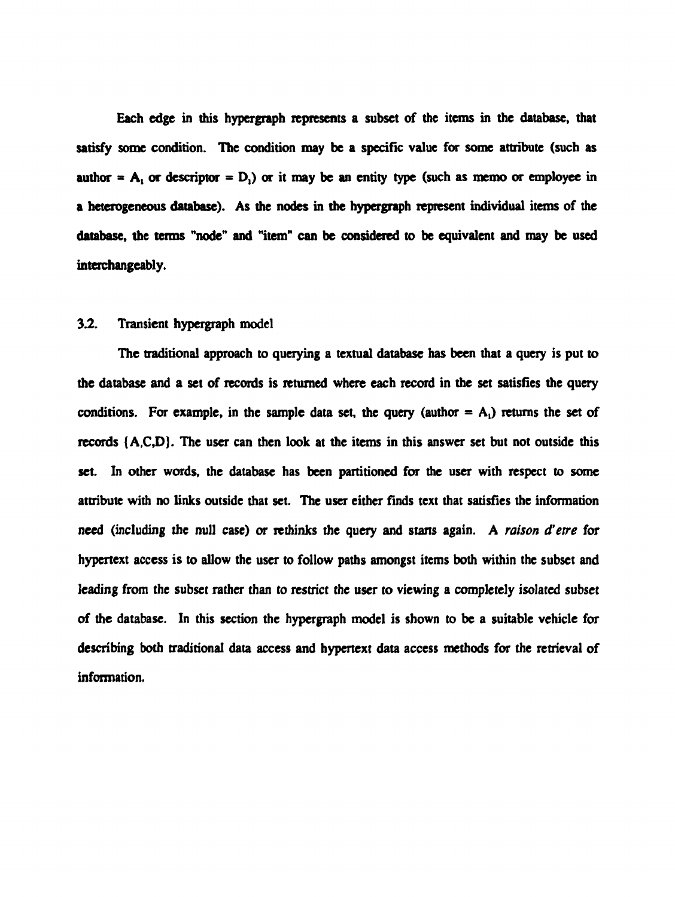Each edge in this hypergraph represents a subset of the items in the database, that satisfy some condition. The condition may be a specific value for some attribute (such as author = $A_1$ or descriptor = $D_1$) or it may be an entity type (such as memo or employee in a heterogeneous database). As the nodes in the hypergraph represent individual items of the database, the terms "node" and "item" can be considered to be equivalent and may be used interchangeably.

## 3.2. Transient hypergraph model

The traditional approach to querying a textual database has been that a query is put to the database and a set of records is returned where each record in the set satisfies the query conditions. For example, in the sample data set, the query (author = $A_1$) returns the set of records {A,C,D}. The user can then look at the items in this answer set but not outside this set. In other words, the database has been partitioned for the user with respect to some attribute with no links outside that set. The user either finds text that satisfies the information need (including the null case) or rethinks the query and starts again. A *raison d'etre* for hypertext access is to allow the user to follow paths amongst items both within the subset and leading from the subset rather than to restrict the user to viewing a completely isolated subset of the database. In this section the hypergraph model is shown to be a suitable vehicle for describing both traditional data access and hypertext data access methods for the retrieval of information.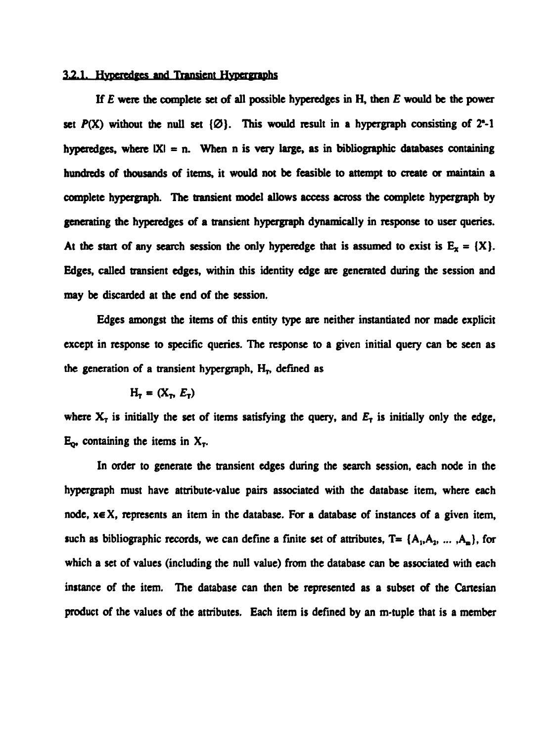### 3.2.1. Hyperedges and Transient Hypergraphs

If $E$ were the complete set of all possible hyperedges in H, then $E$ would be the power set $P(X)$ without the null set $\{\emptyset\}$. This would result in a hypergraph consisting of $2^n$-1 hyperedges, where $|X| = n$. When n is very large, as in bibliographic databases containing hundreds of thousands of items, it would not be feasible to attempt to create or maintain a complete hypergraph. The transient model allows access across the complete hypergraph by generating the hyperedges of a transient hypergraph dynamically in response to user queries. At the start of any search session the only hyperedge that is assumed to exist is $E_X = \{X\}$. Edges, called transient edges, within this identity edge are generated during the session and may be discarded at the end of the session.

Edges amongst the items of this entity type are neither instantiated nor made explicit except in response to specific queries. The response to a given initial query can be seen as the generation of a transient hypergraph, $H_T$, defined as

$$H_T = (X_T, E_T)$$

where $X_T$ is initially the set of items satisfying the query, and $E_T$ is initially only the edge, $E_Q$, containing the items in $X_T$.

In order to generate the transient edges during the search session, each node in the hypergraph must have attribute-value pairs associated with the database item, where each node, $x \in X$, represents an item in the database. For a database of instances of a given item, such as bibliographic records, we can define a finite set of attributes, $T = \{A_1, A_2, \ldots, A_m\}$, for which a set of values (including the null value) from the database can be associated with each instance of the item. The database can then be represented as a subset of the Cartesian product of the values of the attributes. Each item is defined by an m-tuple that is a member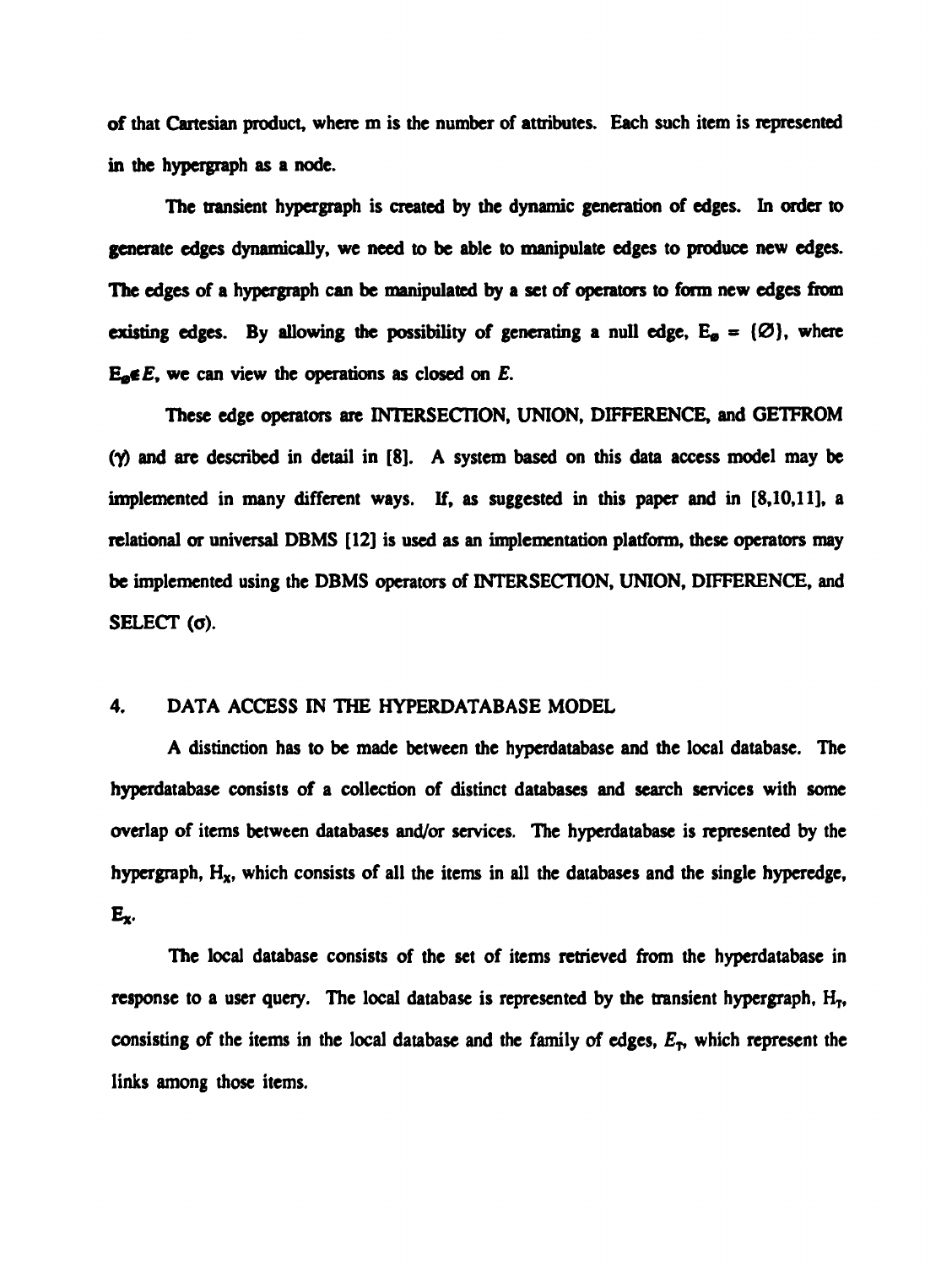of that Cartesian product, where m is the number of attributes. Each such item is represented in the hypergraph as a node.

The transient hypergraph is created by the dynamic generation of edges. In order to generate edges dynamically, we need to be able to manipulate edges to produce new edges. The edges of a hypergraph can be manipulated by a set of operators to form new edges from existing edges. By allowing the possibility of generating a null edge, $E_\emptyset = \{\emptyset\}$, where $E_\emptyset \notin E$, we can view the operations as closed on $E$.

These edge operators are INTERSECTION, UNION, DIFFERENCE, and GETFROM ($\gamma$) and are described in detail in [8]. A system based on this data access model may be implemented in many different ways. If, as suggested in this paper and in [8,10,11], a relational or universal DBMS [12] is used as an implementation platform, these operators may be implemented using the DBMS operators of INTERSECTION, UNION, DIFFERENCE, and SELECT ($\sigma$).

## 4. DATA ACCESS IN THE HYPERDATABASE MODEL

A distinction has to be made between the hyperdatabase and the local database. The hyperdatabase consists of a collection of distinct databases and search services with some overlap of items between databases and/or services. The hyperdatabase is represented by the hypergraph, $H_X$, which consists of all the items in all the databases and the single hyperedge, $E_X$.

The local database consists of the set of items retrieved from the hyperdatabase in response to a user query. The local database is represented by the transient hypergraph, $H_T$, consisting of the items in the local database and the family of edges, $E_T$, which represent the links among those items.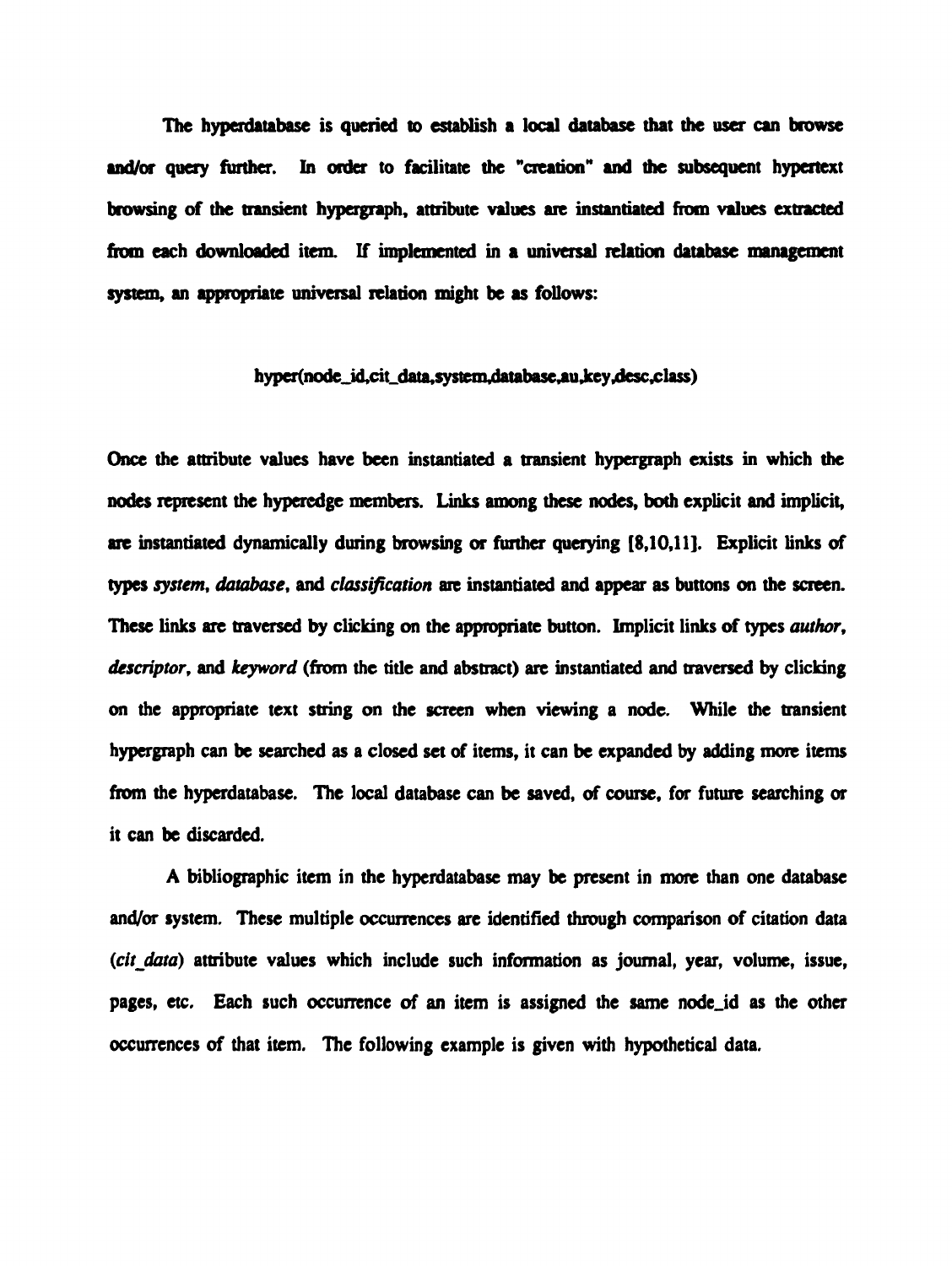The hyperdatabase is queried to establish a local database that the user can browse and/or query further. In order to facilitate the "creation" and the subsequent hypertext browsing of the transient hypergraph, attribute values are instantiated from values extracted from each downloaded item. If implemented in a universal relation database management system, an appropriate universal relation might be as follows:

hyper(node_id,cit_data,system,database,au,key,desc,class)

Once the attribute values have been instantiated a transient hypergraph exists in which the nodes represent the hyperedge members. Links among these nodes, both explicit and implicit, are instantiated dynamically during browsing or further querying [8,10,11]. Explicit links of types *system*, *database*, and *classification* are instantiated and appear as buttons on the screen. These links are traversed by clicking on the appropriate button. Implicit links of types *author*, *descriptor*, and *keyword* (from the title and abstract) are instantiated and traversed by clicking on the appropriate text string on the screen when viewing a node. While the transient hypergraph can be searched as a closed set of items, it can be expanded by adding more items from the hyperdatabase. The local database can be saved, of course, for future searching or it can be discarded.

A bibliographic item in the hyperdatabase may be present in more than one database and/or system. These multiple occurrences are identified through comparison of citation data (*cit_data*) attribute values which include such information as journal, year, volume, issue, pages, etc. Each such occurrence of an item is assigned the same node_id as the other occurrences of that item. The following example is given with hypothetical data.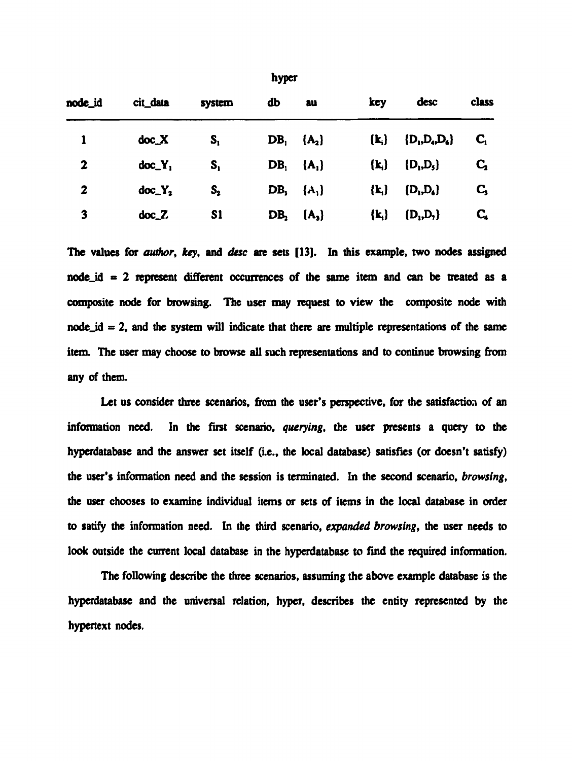hyper

| node_id | cit_data | system | db | au | key | desc | class |
|---|---|---|---|---|---|---|---|
| 1 | doc_X | $S_1$ | $DB_1$ | $\{A_2\}$ | $\{k_i\}$ | $\{D_1,D_4,D_6\}$ | $C_1$ |
| 2 | $doc\_Y_1$ | $S_1$ | $DB_1$ | $\{A_1\}$ | $\{k_i\}$ | $\{D_1,D_5\}$ | $C_2$ |
| 2 | $doc\_Y_2$ | $S_2$ | $DB_3$ | $\{A_1\}$ | $\{k_i\}$ | $\{D_1,D_6\}$ | $C_3$ |
| 3 | doc_Z | S1 | $DB_2$ | $\{A_3\}$ | $\{k_i\}$ | $\{D_1,D_7\}$ | $C_4$ |

The values for *author*, *key*, and *desc* are sets [13]. In this example, two nodes assigned node_id = 2 represent different occurrences of the same item and can be treated as a composite node for browsing. The user may request to view the composite node with node_id = 2, and the system will indicate that there are multiple representations of the same item. The user may choose to browse all such representations and to continue browsing from any of them.

Let us consider three scenarios, from the user's perspective, for the satisfaction of an information need. In the first scenario, *querying*, the user presents a query to the hyperdatabase and the answer set itself (i.e., the local database) satisfies (or doesn't satisfy) the user's information need and the session is terminated. In the second scenario, *browsing*, the user chooses to examine individual items or sets of items in the local database in order to satify the information need. In the third scenario, *expanded browsing*, the user needs to look outside the current local database in the hyperdatabase to find the required information.

The following describe the three scenarios, assuming the above example database is the hyperdatabase and the universal relation, hyper, describes the entity represented by the hypertext nodes.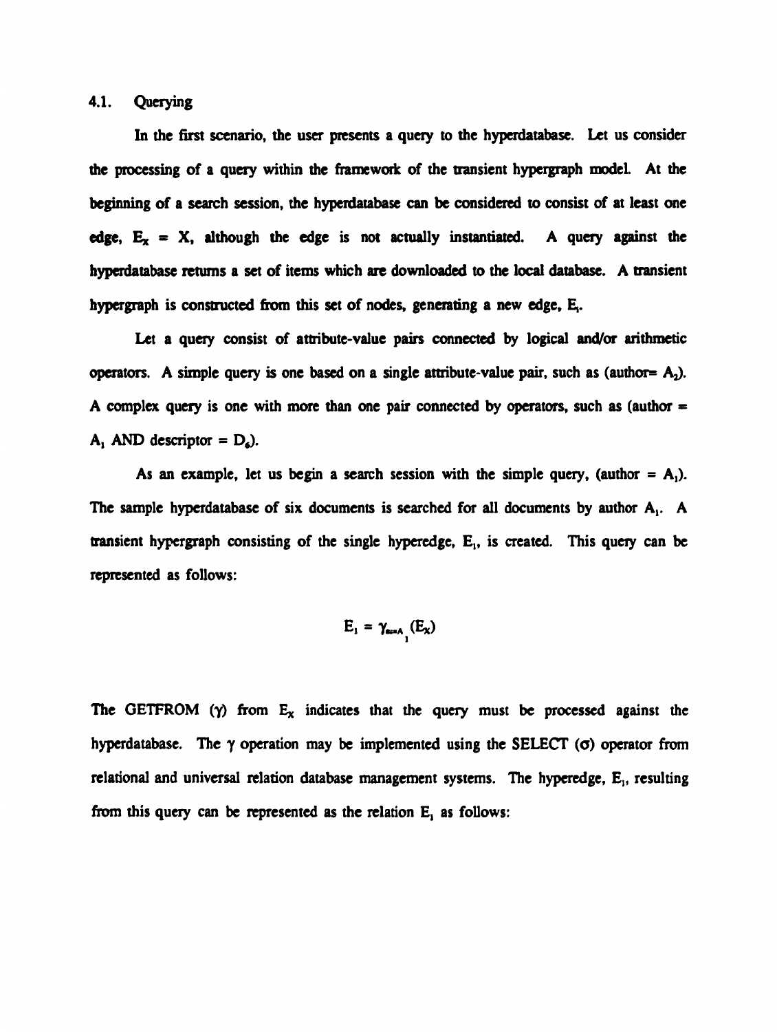## 4.1. Querying

In the first scenario, the user presents a query to the hyperdatabase. Let us consider the processing of a query within the framework of the transient hypergraph model. At the beginning of a search session, the hyperdatabase can be considered to consist of at least one edge, $E_X = X$, although the edge is not actually instantiated. A query against the hyperdatabase returns a set of items which are downloaded to the local database. A transient hypergraph is constructed from this set of nodes, generating a new edge, $E_1$.

Let a query consist of attribute-value pairs connected by logical and/or arithmetic operators. A simple query is one based on a single attribute-value pair, such as (author= $A_2$). A complex query is one with more than one pair connected by operators, such as (author = $A_1$ AND descriptor = $D_6$).

As an example, let us begin a search session with the simple query, (author = $A_1$). The sample hyperdatabase of six documents is searched for all documents by author $A_1$. A transient hypergraph consisting of the single hyperedge, $E_1$, is created. This query can be represented as follows:

$$E_1 = \gamma_{au=A_1}(E_X)$$

The GETFROM ($\gamma$) from $E_X$ indicates that the query must be processed against the hyperdatabase. The $\gamma$ operation may be implemented using the SELECT ($\sigma$) operator from relational and universal relation database management systems. The hyperedge, $E_1$, resulting from this query can be represented as the relation $E_1$ as follows: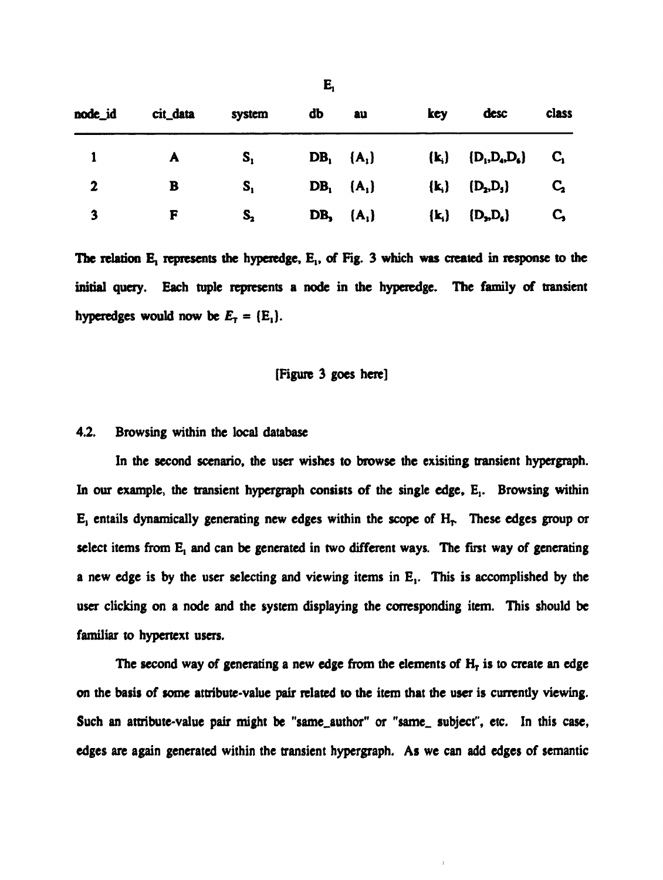$E_1$

| node_id | cit_data | system | db | au | key | desc | class |
|---|---|---|---|---|---|---|---|
| 1 | A | $S_1$ | $DB_1$ | $\{A_1\}$ | $\{k_i\}$ | $\{D_1,D_4,D_6\}$ | $C_1$ |
| 2 | B | $S_1$ | $DB_1$ | $\{A_1\}$ | $\{k_i\}$ | $\{D_2,D_5\}$ | $C_2$ |
| 3 | F | $S_2$ | $DB_3$ | $\{A_1\}$ | $\{k_i\}$ | $\{D_3,D_6\}$ | $C_3$ |

The relation $E_1$ represents the hyperedge, $E_1$, of Fig. 3 which was created in response to the initial query. Each tuple represents a node in the hyperedge. The family of transient hyperedges would now be $E_T = \{E_1\}$.

[Figure 3 goes here]

## 4.2. Browsing within the local database

In the second scenario, the user wishes to browse the exisiting transient hypergraph. In our example, the transient hypergraph consists of the single edge, $E_1$. Browsing within $E_1$ entails dynamically generating new edges within the scope of $H_T$. These edges group or select items from $E_1$ and can be generated in two different ways. The first way of generating a new edge is by the user selecting and viewing items in $E_1$. This is accomplished by the user clicking on a node and the system displaying the corresponding item. This should be familiar to hypertext users.

The second way of generating a new edge from the elements of $H_T$ is to create an edge on the basis of some attribute-value pair related to the item that the user is currently viewing. Such an attribute-value pair might be "same_author" or "same_ subject", etc. In this case, edges are again generated within the transient hypergraph. As we can add edges of semantic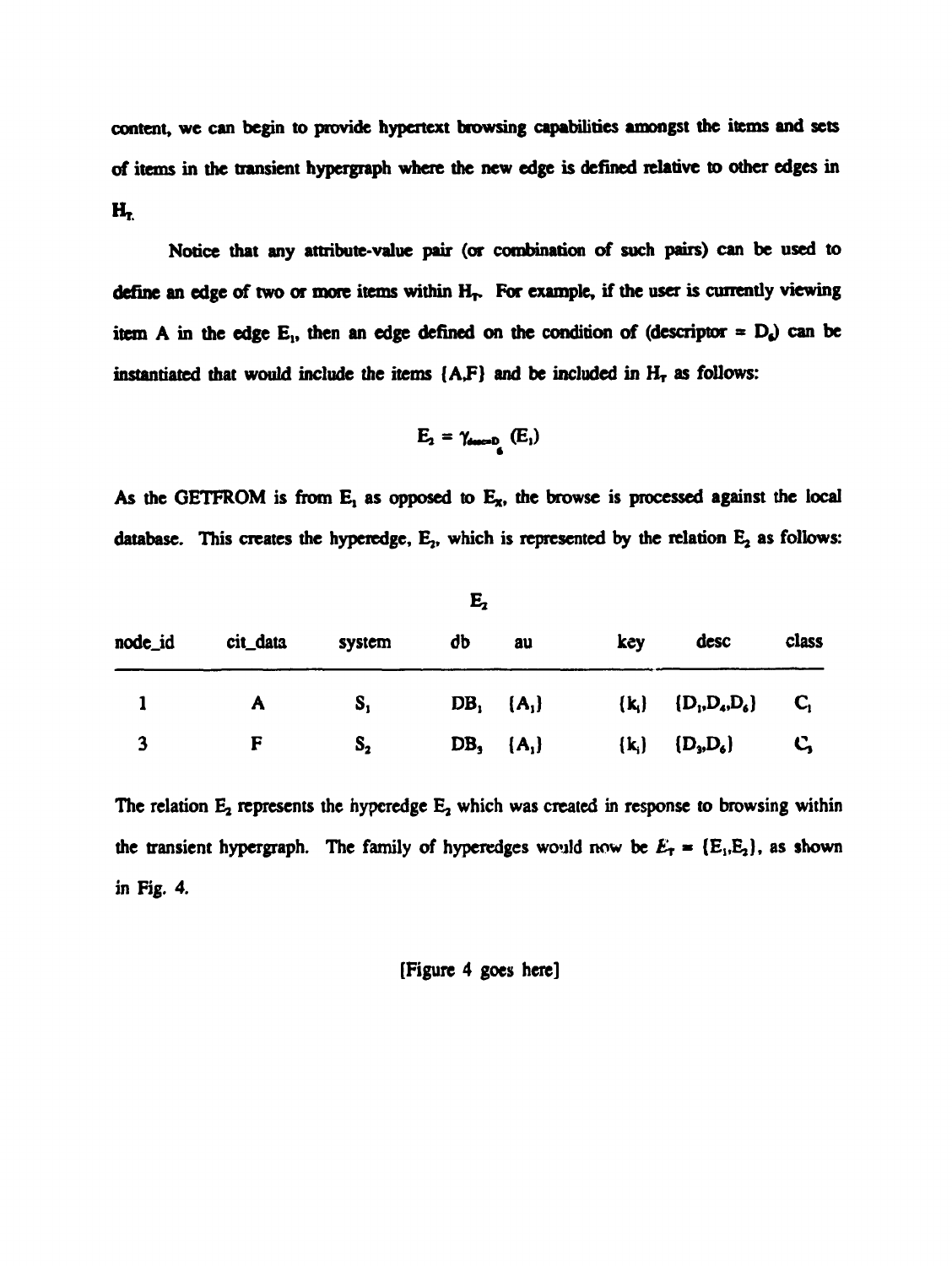content, we can begin to provide hypertext browsing capabilities amongst the items and sets of items in the transient hypergraph where the new edge is defined relative to other edges in $H_T$.

Notice that any attribute-value pair (or combination of such pairs) can be used to define an edge of two or more items within $H_T$. For example, if the user is currently viewing item A in the edge $E_1$, then an edge defined on the condition of (descriptor = $D_6$) can be instantiated that would include the items {A,F} and be included in $H_T$ as follows:

$$E_2 = \gamma_{desc=D_6}(E_1)$$

As the GETFROM is from $E_1$ as opposed to $E_X$, the browse is processed against the local database. This creates the hyperedge, $E_2$, which is represented by the relation $E_2$ as follows:

$E_2$

| node_id | cit_data | system | db | au | key | desc | class |
|---|---|---|---|---|---|---|---|
| 1 | A | $S_1$ | $DB_1$ | $\{A_1\}$ | $\{k_1\}$ | $\{D_1,D_4,D_6\}$ | $C_1$ |
| 3 | F | $S_2$ | $DB_3$ | $\{A_1\}$ | $\{k_1\}$ | $\{D_3,D_6\}$ | $C_3$ |

The relation $E_2$ represents the hyperedge $E_2$ which was created in response to browsing within the transient hypergraph. The family of hyperedges would now be $\mathcal{E}_T = \{E_1,E_2\}$, as shown in Fig. 4.

[Figure 4 goes here]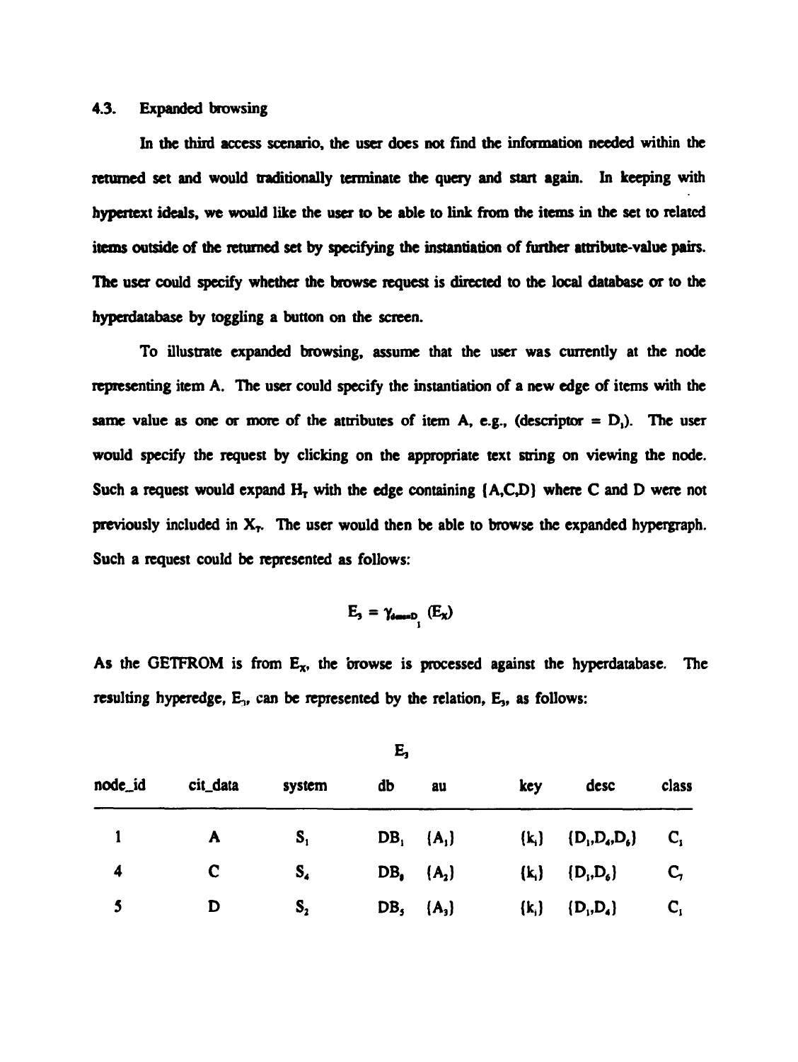### 4.3. Expanded browsing

In the third access scenario, the user does not find the information needed within the returned set and would traditionally terminate the query and start again. In keeping with hypertext ideals, we would like the user to be able to link from the items in the set to related items outside of the returned set by specifying the instantiation of further attribute-value pairs. The user could specify whether the browse request is directed to the local database or to the hyperdatabase by toggling a button on the screen.

To illustrate expanded browsing, assume that the user was currently at the node representing item A. The user could specify the instantiation of a new edge of items with the same value as one or more of the attributes of item A, e.g., (descriptor = $D_1$). The user would specify the request by clicking on the appropriate text string on viewing the node. Such a request would expand $H_T$ with the edge containing {A,C,D} where C and D were not previously included in $X_T$. The user would then be able to browse the expanded hypergraph. Such a request could be represented as follows:

$$E_3 = \gamma_{desc=D_1} (E_X)$$

As the GETFROM is from $E_X$, the browse is processed against the hyperdatabase. The resulting hyperedge, $E_3$, can be represented by the relation, $E_3$, as follows:

$E_3$

| node_id | cit_data | system | db | au | key | desc | class |
|---|---|---|---|---|---|---|---|
| 1 | A | $S_1$ | $DB_1$ | $\{A_1\}$ | $\{k_1\}$ | $\{D_1,D_4,D_6\}$ | $C_1$ |
| 4 | C | $S_4$ | $DB_8$ | $\{A_2\}$ | $\{k_1\}$ | $\{D_1,D_6\}$ | $C_7$ |
| 5 | D | $S_2$ | $DB_5$ | $\{A_3\}$ | $\{k_1\}$ | $\{D_1,D_4\}$ | $C_1$ |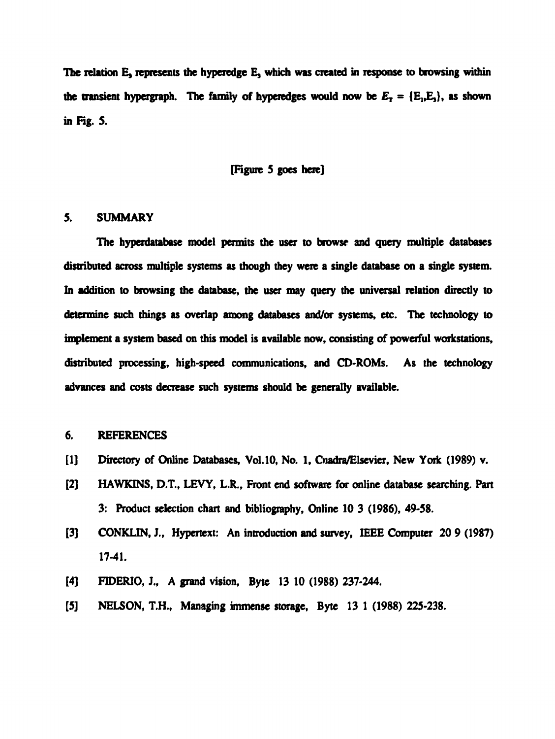The relation $E_3$ represents the hyperedge $E_3$ which was created in response to browsing within the transient hypergraph. The family of hyperedges would now be $\mathcal{E}_T = \{E_1, E_3\}$, as shown in Fig. 5.

[Figure 5 goes here]

## 5. SUMMARY

The hyperdatabase model permits the user to browse and query multiple databases distributed across multiple systems as though they were a single database on a single system. In addition to browsing the database, the user may query the universal relation directly to determine such things as overlap among databases and/or systems, etc. The technology to implement a system based on this model is available now, consisting of powerful workstations, distributed processing, high-speed communications, and CD-ROMs. As the technology advances and costs decrease such systems should be generally available.

## 6. REFERENCES

[1] Directory of Online Databases, Vol.10, No. 1, Cuadra/Elsevier, New York (1989) v.

[2] HAWKINS, D.T., LEVY, L.R., Front end software for online database searching. Part 3: Product selection chart and bibliography, Online 10 3 (1986), 49-58.

[3] CONKLIN, J., Hypertext: An introduction and survey, IEEE Computer 20 9 (1987) 17-41.

[4] FIDERIO, J., A grand vision, Byte 13 10 (1988) 237-244.

[5] NELSON, T.H., Managing immense storage, Byte 13 1 (1988) 225-238.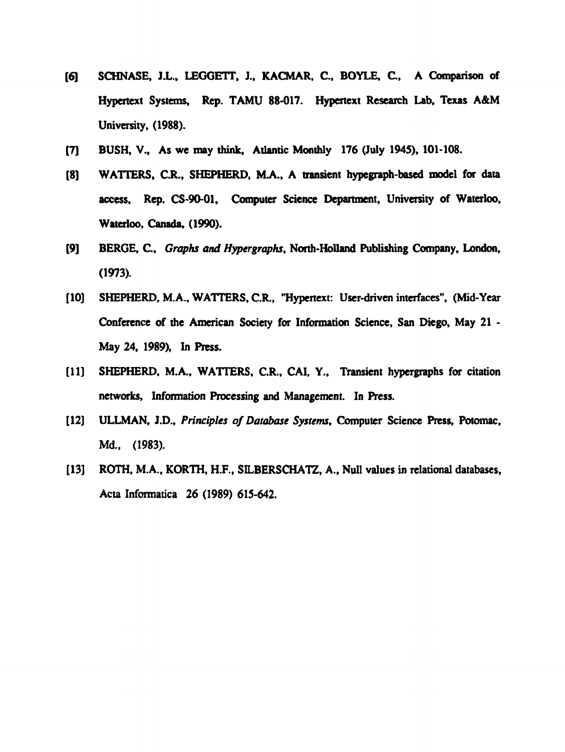[6] SCHNASE, J.L., LEGGETT, J., KACMAR, C., BOYLE, C., A Comparison of Hypertext Systems, Rep. TAMU 88-017. Hypertext Research Lab, Texas A&M University, (1988).

[7] BUSH, V., As we may think, Atlantic Monthly 176 (July 1945), 101-108.

[8] WATTERS, C.R., SHEPHERD, M.A., A transient hypegraph-based model for data access, Rep. CS-90-01, Computer Science Department, University of Waterloo, Waterloo, Canada, (1990).

[9] BERGE, C., *Graphs and Hypergraphs*, North-Holland Publishing Company, London, (1973).

[10] SHEPHERD, M.A., WATTERS, C.R., "Hypertext: User-driven interfaces", (Mid-Year Conference of the American Society for Information Science, San Diego, May 21 - May 24, 1989), In Press.

[11] SHEPHERD, M.A., WATTERS, C.R., CAI, Y., Transient hypergraphs for citation networks, Information Processing and Management. In Press.

[12] ULLMAN, J.D., *Principles of Database Systems*, Computer Science Press, Potomac, Md., (1983).

[13] ROTH, M.A., KORTH, H.F., SILBERSCHATZ, A., Null values in relational databases, Acta Informatica 26 (1989) 615-642.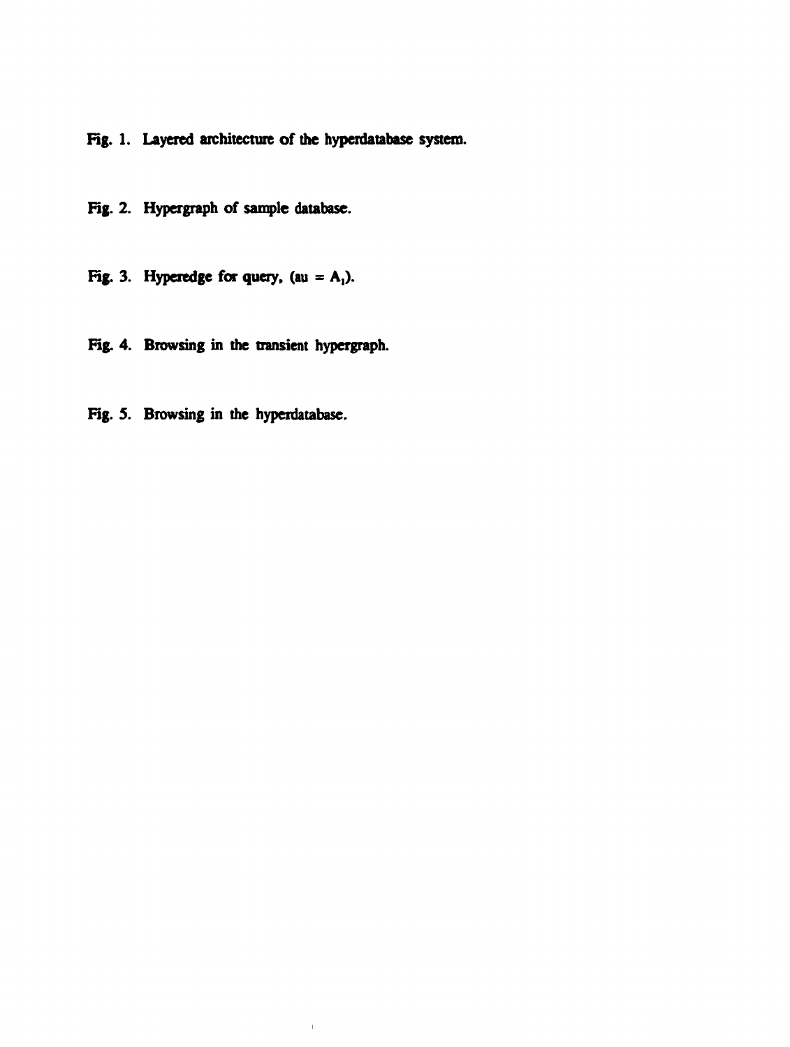Fig. 1. Layered architecture of the hyperdatabase system.

Fig. 2. Hypergraph of sample database.

Fig. 3. Hyperedge for query, (au = $A_1$).

Fig. 4. Browsing in the transient hypergraph.

Fig. 5. Browsing in the hyperdatabase.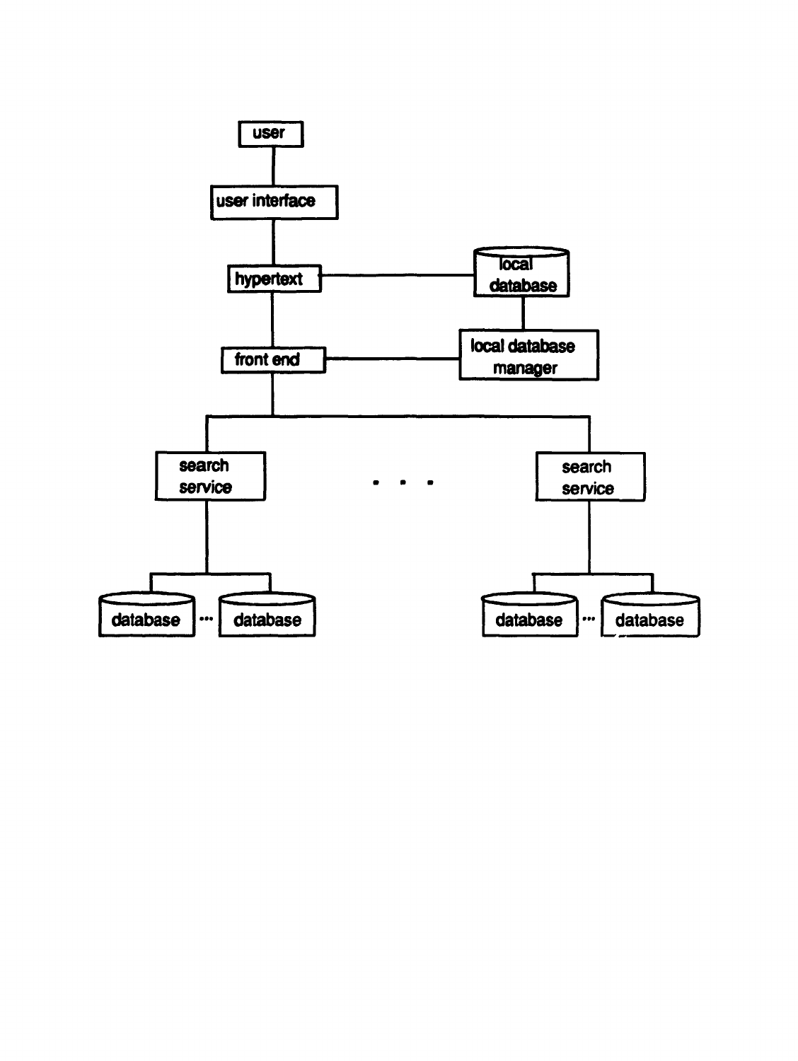user

user interface

hypertext

local database

front end

local database manager

search service

. . .

search service

database ... database

database ... database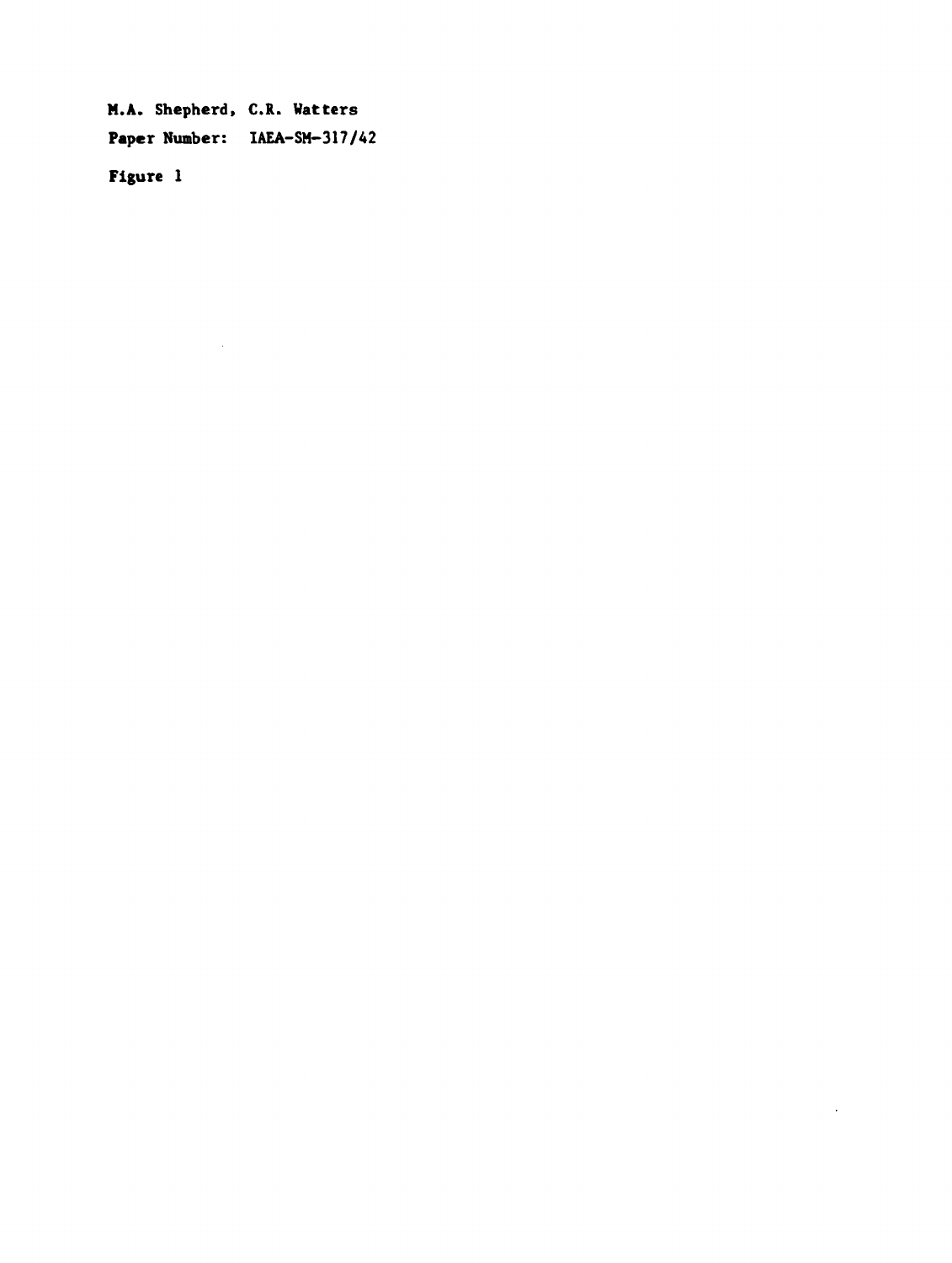M.A. Shepherd, C.R. Watters

Paper Number: IAEA-SM-317/42

Figure 1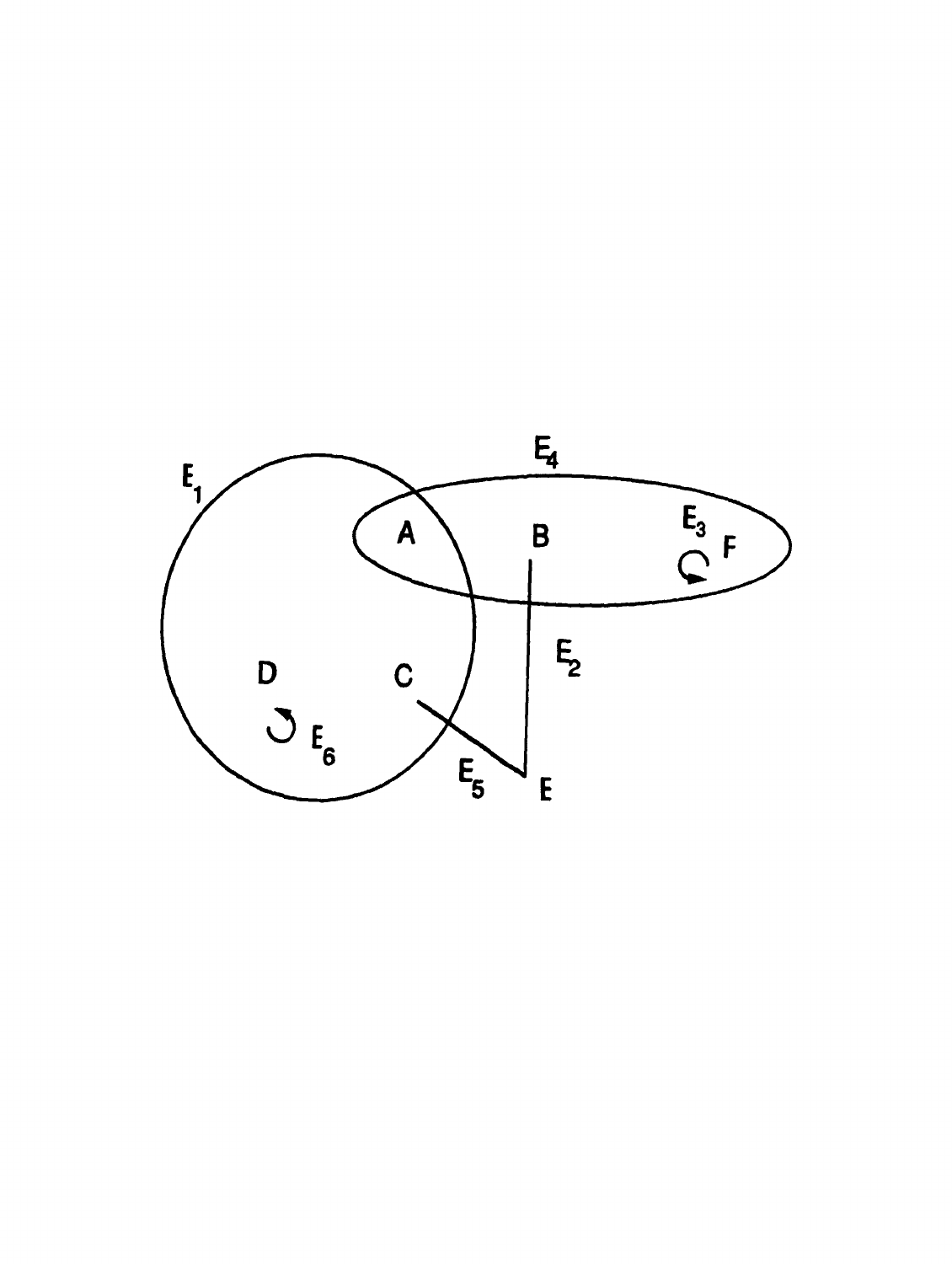$E_1$

$E_4$

A B

$E_3$ F

$E_2$

D C

$E_6$

$E_5$ E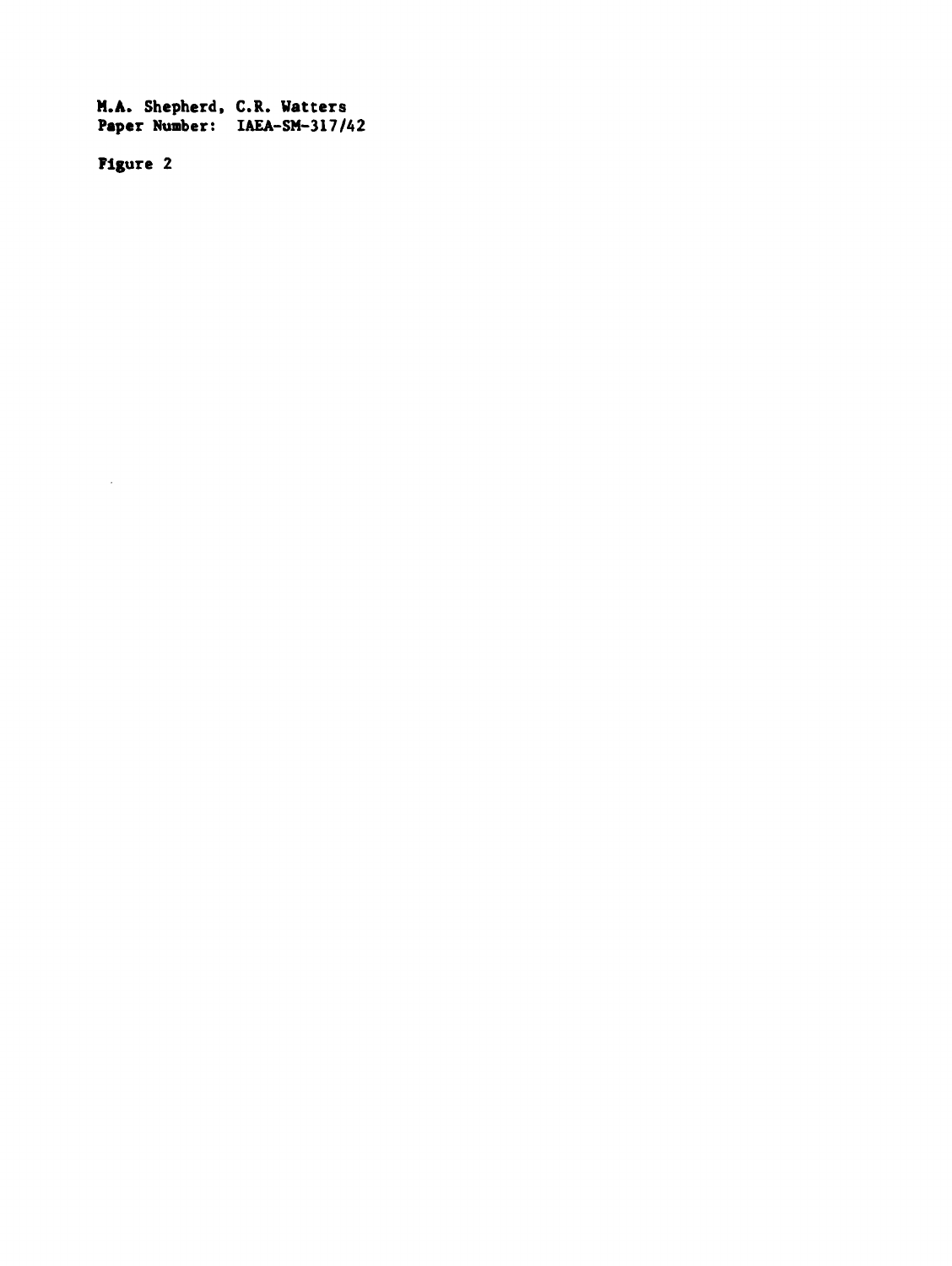M.A. Shepherd, C.R. Watters
Paper Number: IAEA-SM-317/42

Figure 2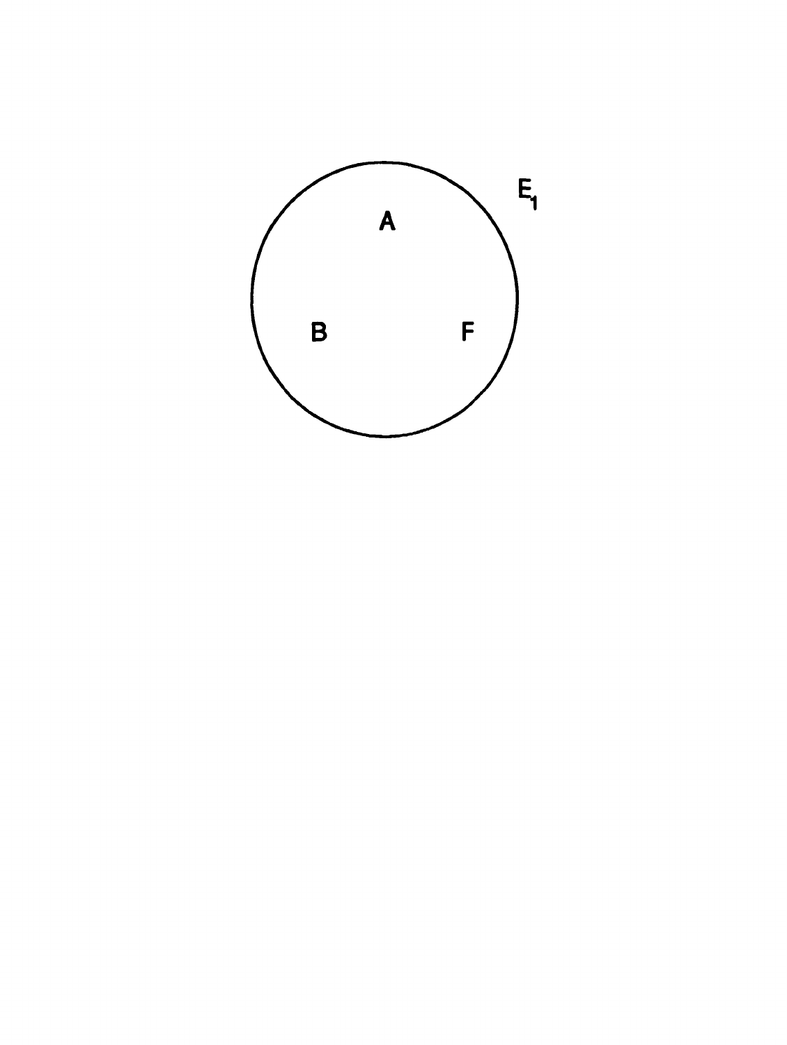A

B

F

$E_1$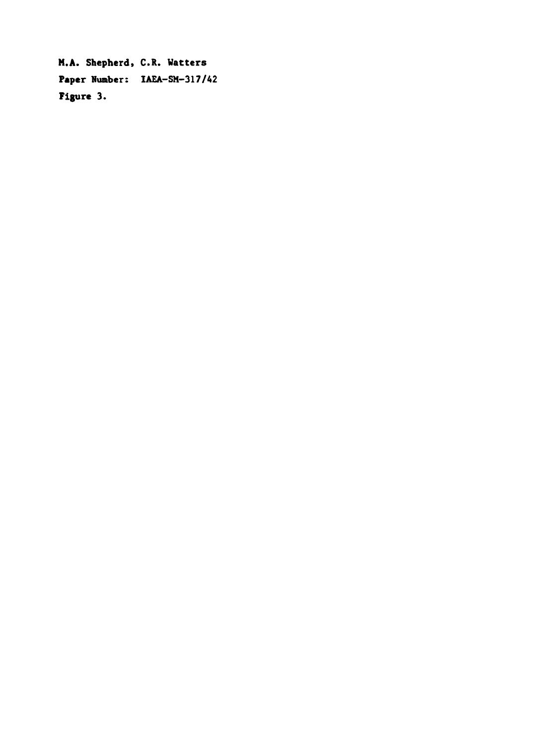**M.A. Shepherd, C.R. Watters**

**Paper Number: IAEA-SM-317/42**

**Figure 3.**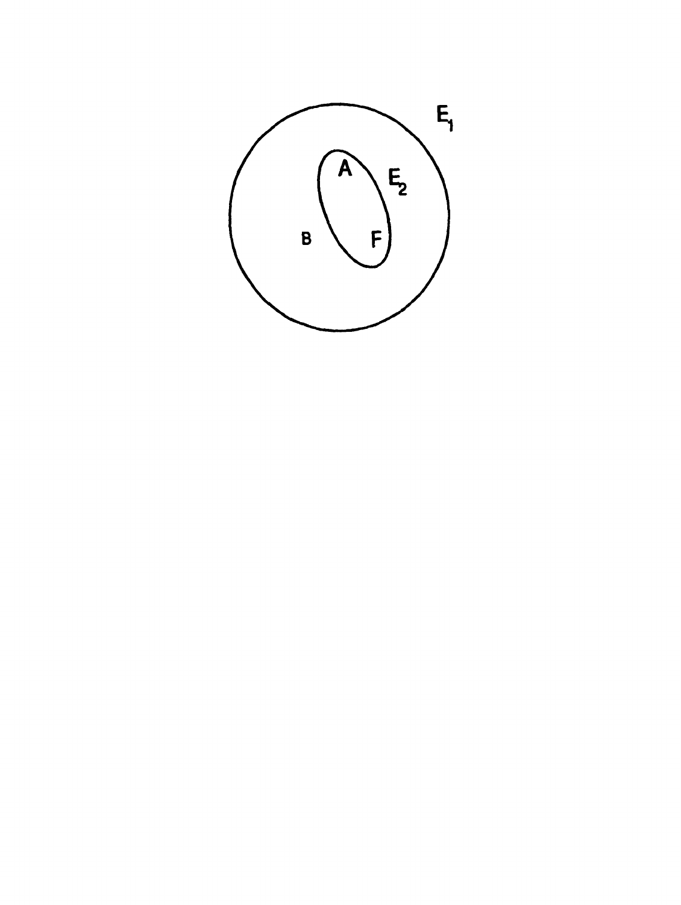$E_1$

A

$E_2$

B

F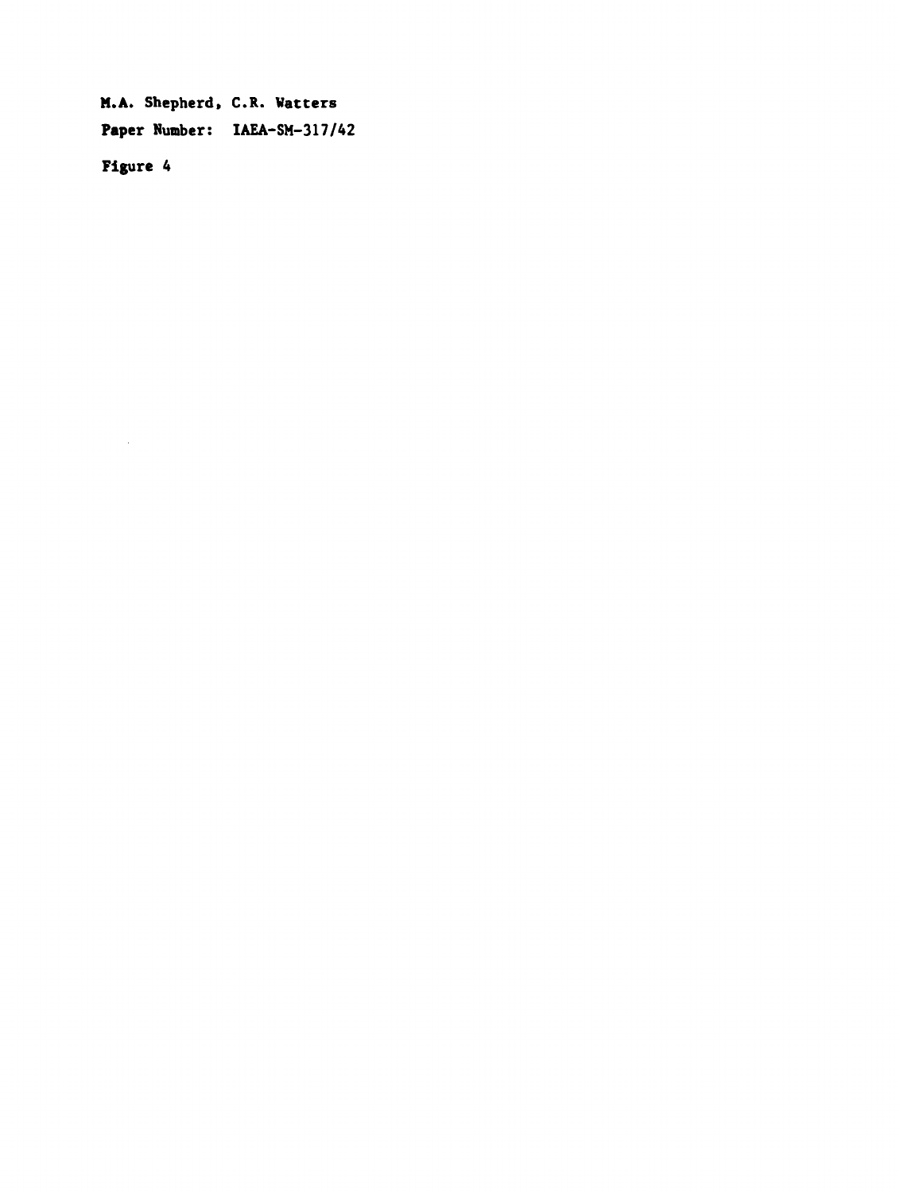M.A. Shepherd, C.R. Watters

Paper Number: IAEA-SM-317/42

Figure 4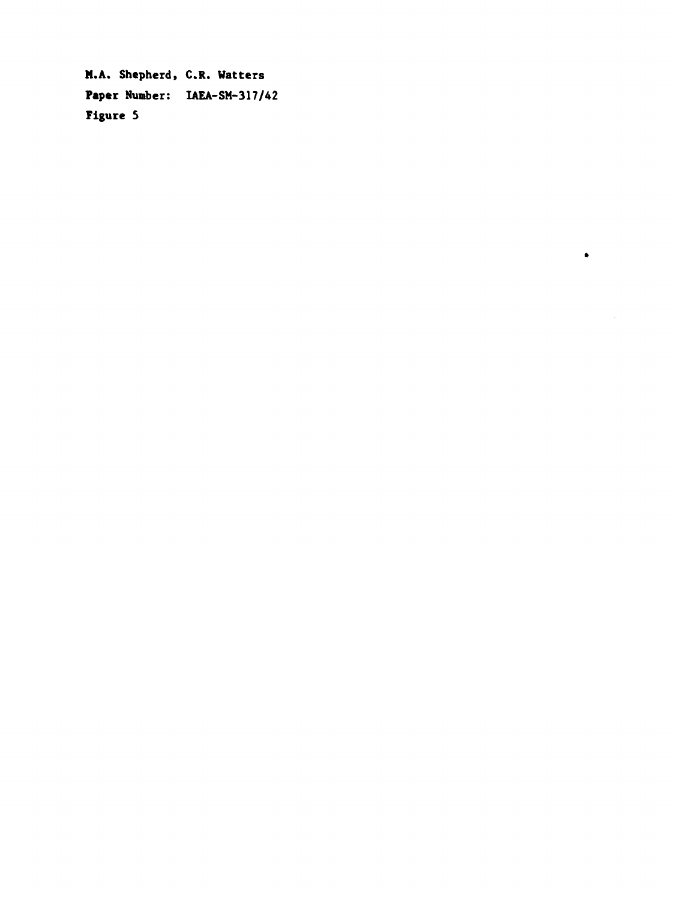M.A. Shepherd, C.R. Watters

Paper Number: IAEA-SM-317/42

Figure 5